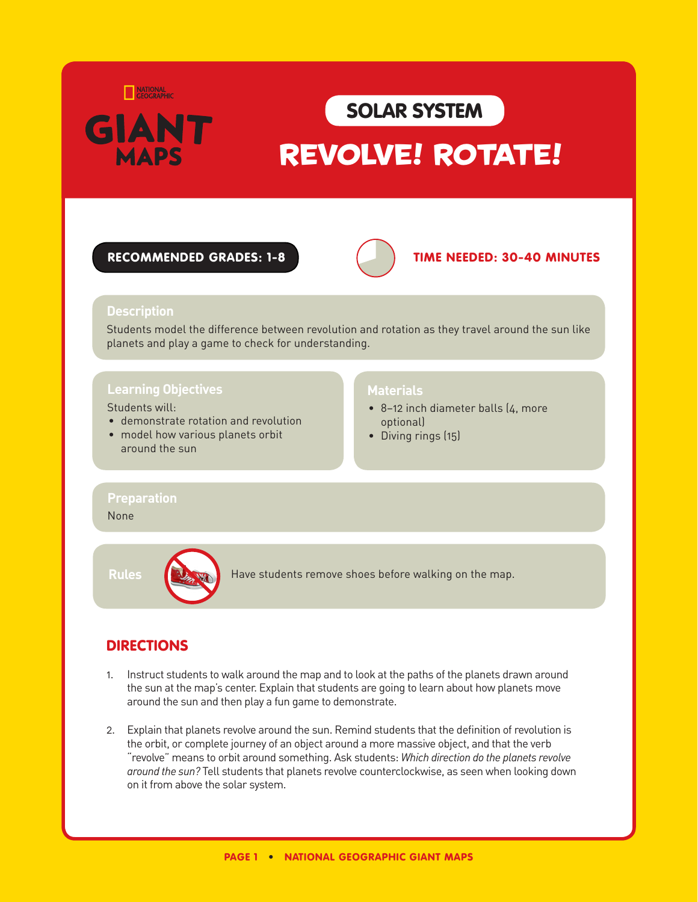NATIONAL GEOGRAPHIC

GIANT MAPS

# SOLAR SYSTEM

# REVOLVE! ROTATE!

**RECOMMENDED GRADES: 1-8**

**TIME NEEDED: 30-40 MINUTES**

## Description

Students model the difference between revolution and rotation as they travel around the sun like planets and play a game to check for understanding.

## Learning Objectives

Students will:

- demonstrate rotation and revolution
- model how various planets orbit around the sun

## Materials

- 8–12 inch diameter balls (4, more optional)
- Diving rings (15)

## Preparation

None

## Rules

Have students remove shoes before walking on the map.

## DIRECTIONS

1. Instruct students to walk around the map and to look at the paths of the planets drawn around the sun at the map's center. Explain that students are going to learn about how planets move around the sun and then play a fun game to demonstrate.

2. Explain that planets revolve around the sun. Remind students that the definition of revolution is the orbit, or complete journey of an object around a more massive object, and that the verb "revolve" means to orbit around something. Ask students: *Which direction do the planets revolve around the sun?* Tell students that planets revolve counterclockwise, as seen when looking down on it from above the solar system.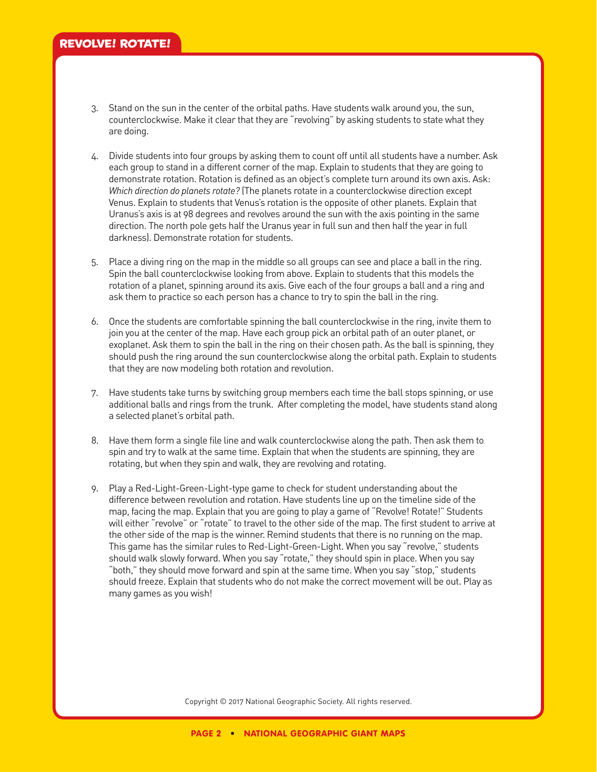## REVOLVE! ROTATE!

3. Stand on the sun in the center of the orbital paths. Have students walk around you, the sun, counterclockwise. Make it clear that they are "revolving" by asking students to state what they are doing.

4. Divide students into four groups by asking them to count off until all students have a number. Ask each group to stand in a different corner of the map. Explain to students that they are going to demonstrate rotation. Rotation is defined as an object's complete turn around its own axis. Ask: *Which direction do planets rotate?* (The planets rotate in a counterclockwise direction except Venus. Explain to students that Venus's rotation is the opposite of other planets. Explain that Uranus's axis is at 98 degrees and revolves around the sun with the axis pointing in the same direction. The north pole gets half the Uranus year in full sun and then half the year in full darkness). Demonstrate rotation for students.

5. Place a diving ring on the map in the middle so all groups can see and place a ball in the ring. Spin the ball counterclockwise looking from above. Explain to students that this models the rotation of a planet, spinning around its axis. Give each of the four groups a ball and a ring and ask them to practice so each person has a chance to try to spin the ball in the ring.

6. Once the students are comfortable spinning the ball counterclockwise in the ring, invite them to join you at the center of the map. Have each group pick an orbital path of an outer planet, or exoplanet. Ask them to spin the ball in the ring on their chosen path. As the ball is spinning, they should push the ring around the sun counterclockwise along the orbital path. Explain to students that they are now modeling both rotation and revolution.

7. Have students take turns by switching group members each time the ball stops spinning, or use additional balls and rings from the trunk. After completing the model, have students stand along a selected planet's orbital path.

8. Have them form a single file line and walk counterclockwise along the path. Then ask them to spin and try to walk at the same time. Explain that when the students are spinning, they are rotating, but when they spin and walk, they are revolving and rotating.

9. Play a Red-Light-Green-Light-type game to check for student understanding about the difference between revolution and rotation. Have students line up on the timeline side of the map, facing the map. Explain that you are going to play a game of "Revolve! Rotate!" Students will either "revolve" or "rotate" to travel to the other side of the map. The first student to arrive at the other side of the map is the winner. Remind students that there is no running on the map. This game has the similar rules to Red-Light-Green-Light. When you say "revolve," students should walk slowly forward. When you say "rotate," they should spin in place. When you say "both," they should move forward and spin at the same time. When you say "stop," students should freeze. Explain that students who do not make the correct movement will be out. Play as many games as you wish!

Copyright © 2017 National Geographic Society. All rights reserved.